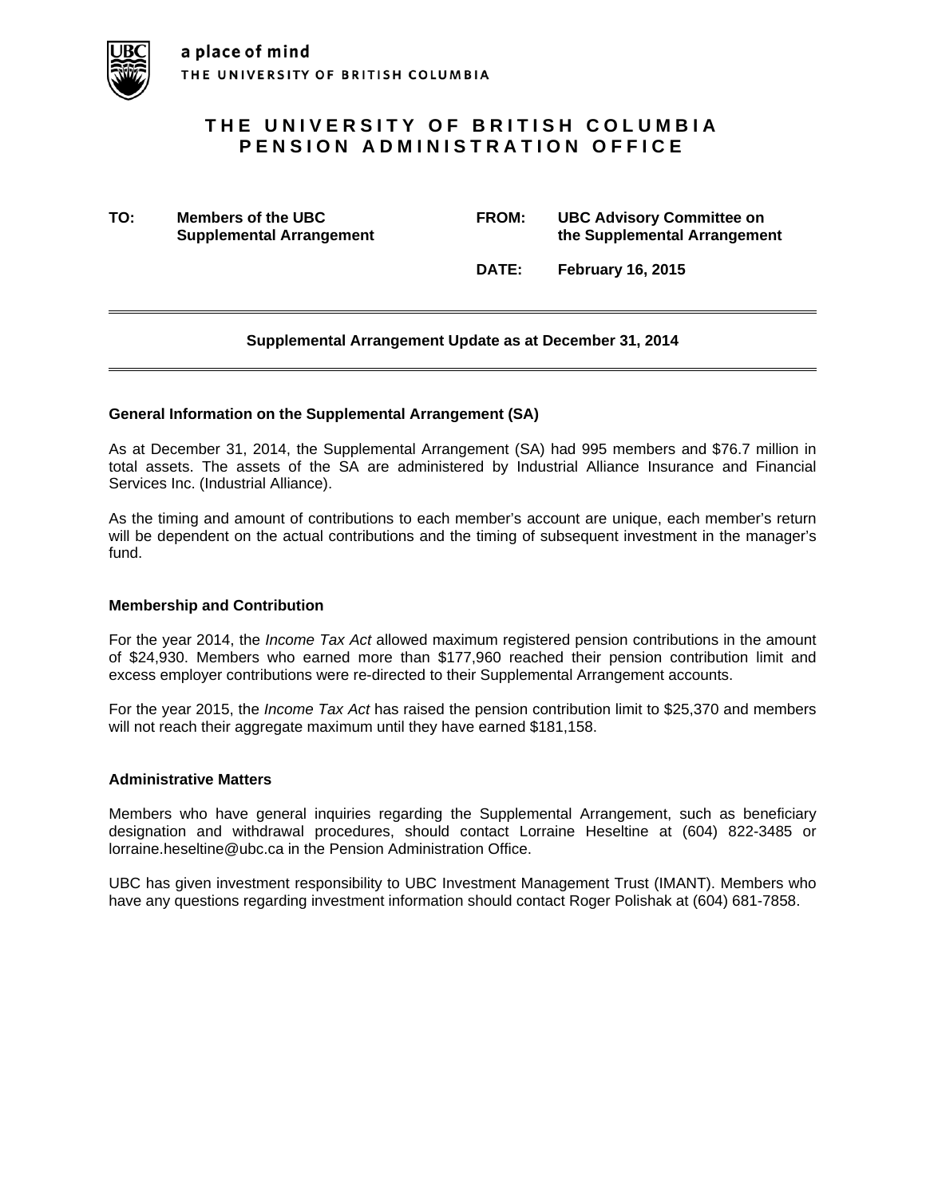a place of mind
THE UNIVERSITY OF BRITISH COLUMBIA

# THE UNIVERSITY OF BRITISH COLUMBIA
# PENSION ADMINISTRATION OFFICE

**TO:** **Members of the UBC Supplemental Arrangement**

**FROM:** **UBC Advisory Committee on the Supplemental Arrangement**

**DATE:** **February 16, 2015**

---

**Supplemental Arrangement Update as at December 31, 2014**

---

### General Information on the Supplemental Arrangement (SA)

As at December 31, 2014, the Supplemental Arrangement (SA) had 995 members and $76.7 million in total assets. The assets of the SA are administered by Industrial Alliance Insurance and Financial Services Inc. (Industrial Alliance).

As the timing and amount of contributions to each member's account are unique, each member's return will be dependent on the actual contributions and the timing of subsequent investment in the manager's fund.

### Membership and Contribution

For the year 2014, the *Income Tax Act* allowed maximum registered pension contributions in the amount of $24,930. Members who earned more than $177,960 reached their pension contribution limit and excess employer contributions were re-directed to their Supplemental Arrangement accounts.

For the year 2015, the *Income Tax Act* has raised the pension contribution limit to $25,370 and members will not reach their aggregate maximum until they have earned $181,158.

### Administrative Matters

Members who have general inquiries regarding the Supplemental Arrangement, such as beneficiary designation and withdrawal procedures, should contact Lorraine Heseltine at (604) 822-3485 or lorraine.heseltine@ubc.ca in the Pension Administration Office.

UBC has given investment responsibility to UBC Investment Management Trust (IMANT). Members who have any questions regarding investment information should contact Roger Polishak at (604) 681-7858.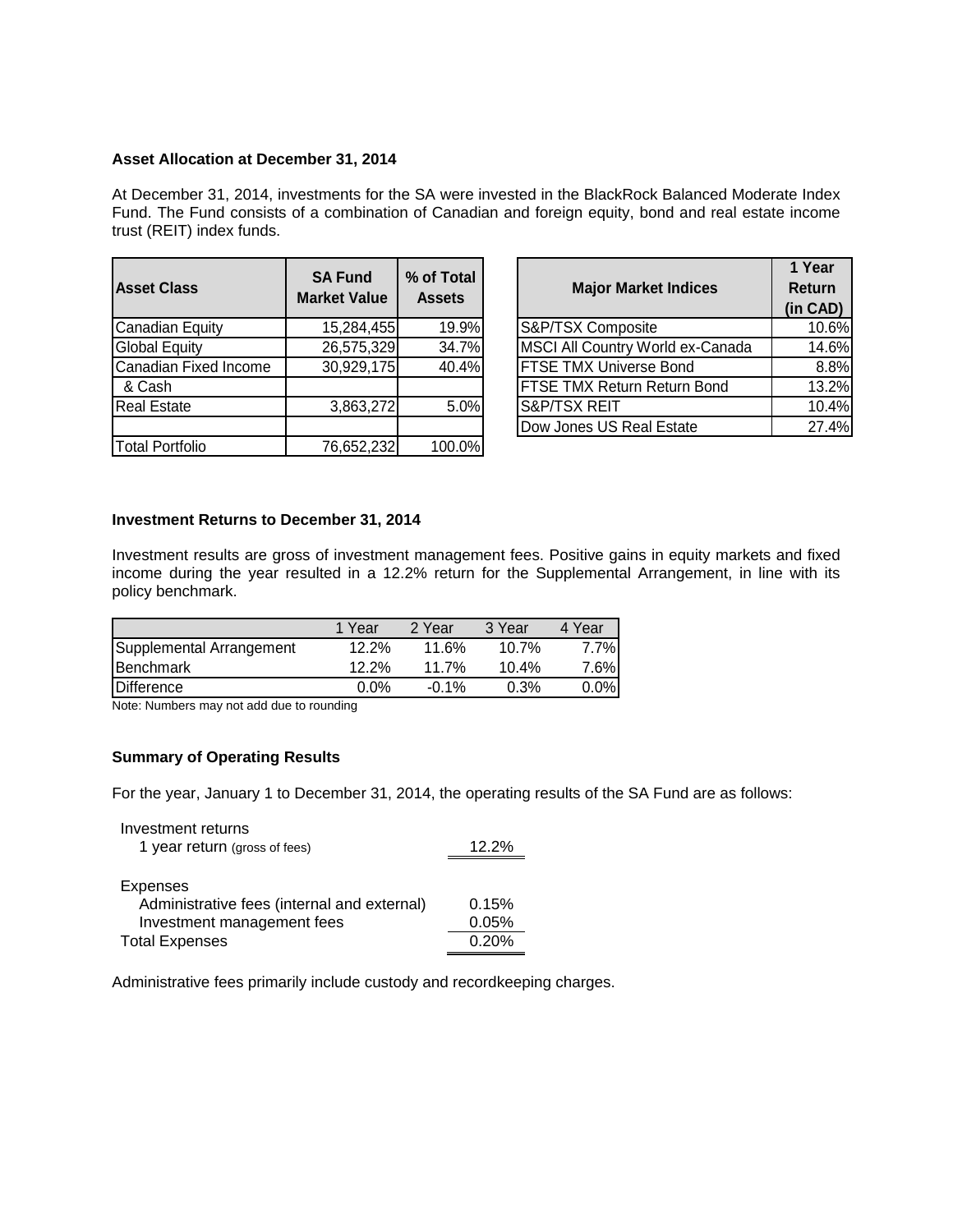**Asset Allocation at December 31, 2014**

At December 31, 2014, investments for the SA were invested in the BlackRock Balanced Moderate Index Fund. The Fund consists of a combination of Canadian and foreign equity, bond and real estate income trust (REIT) index funds.

| Asset Class | SA Fund Market Value | % of Total Assets |
|---|---|---|
| Canadian Equity | 15,284,455 | 19.9% |
| Global Equity | 26,575,329 | 34.7% |
| Canadian Fixed Income & Cash | 30,929,175 | 40.4% |
| Real Estate | 3,863,272 | 5.0% |
| | | |
| Total Portfolio | 76,652,232 | 100.0% |

| Major Market Indices | 1 Year Return (in CAD) |
|---|---|
| S&P/TSX Composite | 10.6% |
| MSCI All Country World ex-Canada | 14.6% |
| FTSE TMX Universe Bond | 8.8% |
| FTSE TMX Return Return Bond | 13.2% |
| S&P/TSX REIT | 10.4% |
| Dow Jones US Real Estate | 27.4% |

**Investment Returns to December 31, 2014**

Investment results are gross of investment management fees. Positive gains in equity markets and fixed income during the year resulted in a 12.2% return for the Supplemental Arrangement, in line with its policy benchmark.

| | 1 Year | 2 Year | 3 Year | 4 Year |
|---|---|---|---|---|
| Supplemental Arrangement | 12.2% | 11.6% | 10.7% | 7.7% |
| Benchmark | 12.2% | 11.7% | 10.4% | 7.6% |
| Difference | 0.0% | -0.1% | 0.3% | 0.0% |

Note: Numbers may not add due to rounding

**Summary of Operating Results**

For the year, January 1 to December 31, 2014, the operating results of the SA Fund are as follows:

| | |
|---|---|
| Investment returns | |
| 1 year return (gross of fees) | 12.2% |
| | |
| Expenses | |
| Administrative fees (internal and external) | 0.15% |
| Investment management fees | 0.05% |
| Total Expenses | 0.20% |

Administrative fees primarily include custody and recordkeeping charges.